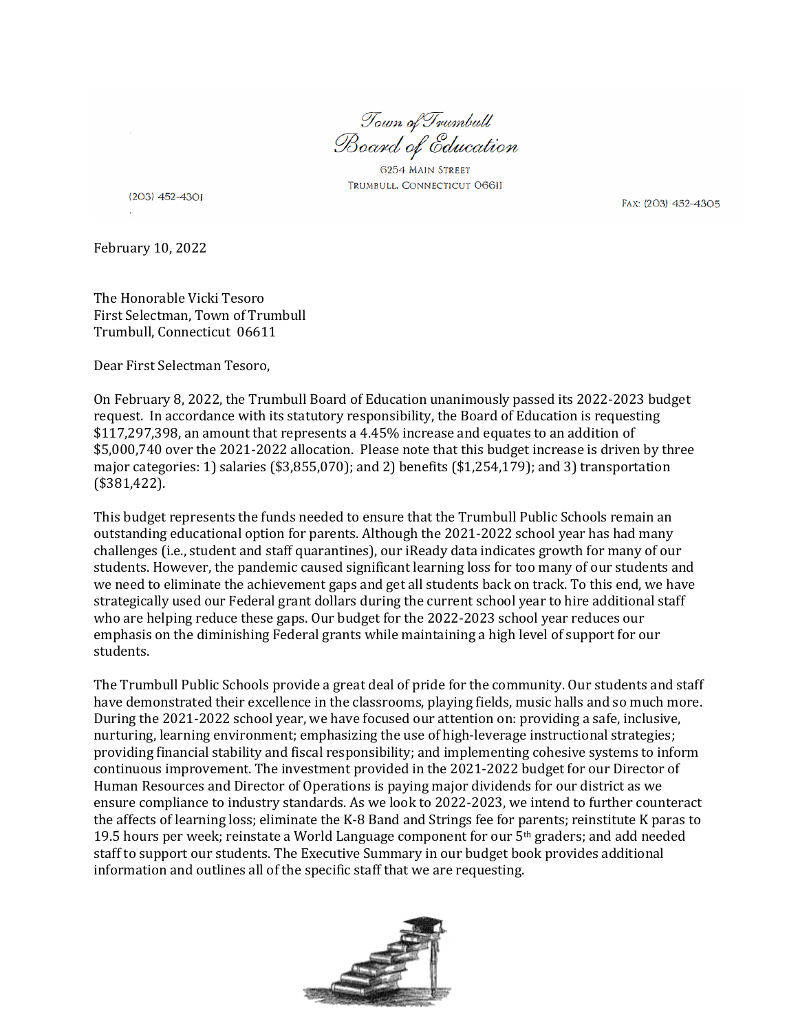Town of Trumbull
Board of Education

6254 MAIN STREET
TRUMBULL, CONNECTICUT 06611

(203) 452-4301

FAX: (203) 452-4305

February 10, 2022

The Honorable Vicki Tesoro
First Selectman, Town of Trumbull
Trumbull, Connecticut 06611

Dear First Selectman Tesoro,

On February 8, 2022, the Trumbull Board of Education unanimously passed its 2022-2023 budget request. In accordance with its statutory responsibility, the Board of Education is requesting $117,297,398, an amount that represents a 4.45% increase and equates to an addition of $5,000,740 over the 2021-2022 allocation. Please note that this budget increase is driven by three major categories: 1) salaries ($3,855,070); and 2) benefits ($1,254,179); and 3) transportation ($381,422).

This budget represents the funds needed to ensure that the Trumbull Public Schools remain an outstanding educational option for parents. Although the 2021-2022 school year has had many challenges (i.e., student and staff quarantines), our iReady data indicates growth for many of our students. However, the pandemic caused significant learning loss for too many of our students and we need to eliminate the achievement gaps and get all students back on track. To this end, we have strategically used our Federal grant dollars during the current school year to hire additional staff who are helping reduce these gaps. Our budget for the 2022-2023 school year reduces our emphasis on the diminishing Federal grants while maintaining a high level of support for our students.

The Trumbull Public Schools provide a great deal of pride for the community. Our students and staff have demonstrated their excellence in the classrooms, playing fields, music halls and so much more. During the 2021-2022 school year, we have focused our attention on: providing a safe, inclusive, nurturing, learning environment; emphasizing the use of high-leverage instructional strategies; providing financial stability and fiscal responsibility; and implementing cohesive systems to inform continuous improvement. The investment provided in the 2021-2022 budget for our Director of Human Resources and Director of Operations is paying major dividends for our district as we ensure compliance to industry standards. As we look to 2022-2023, we intend to further counteract the affects of learning loss; eliminate the K-8 Band and Strings fee for parents; reinstitute K paras to 19.5 hours per week; reinstate a World Language component for our 5th graders; and add needed staff to support our students. The Executive Summary in our budget book provides additional information and outlines all of the specific staff that we are requesting.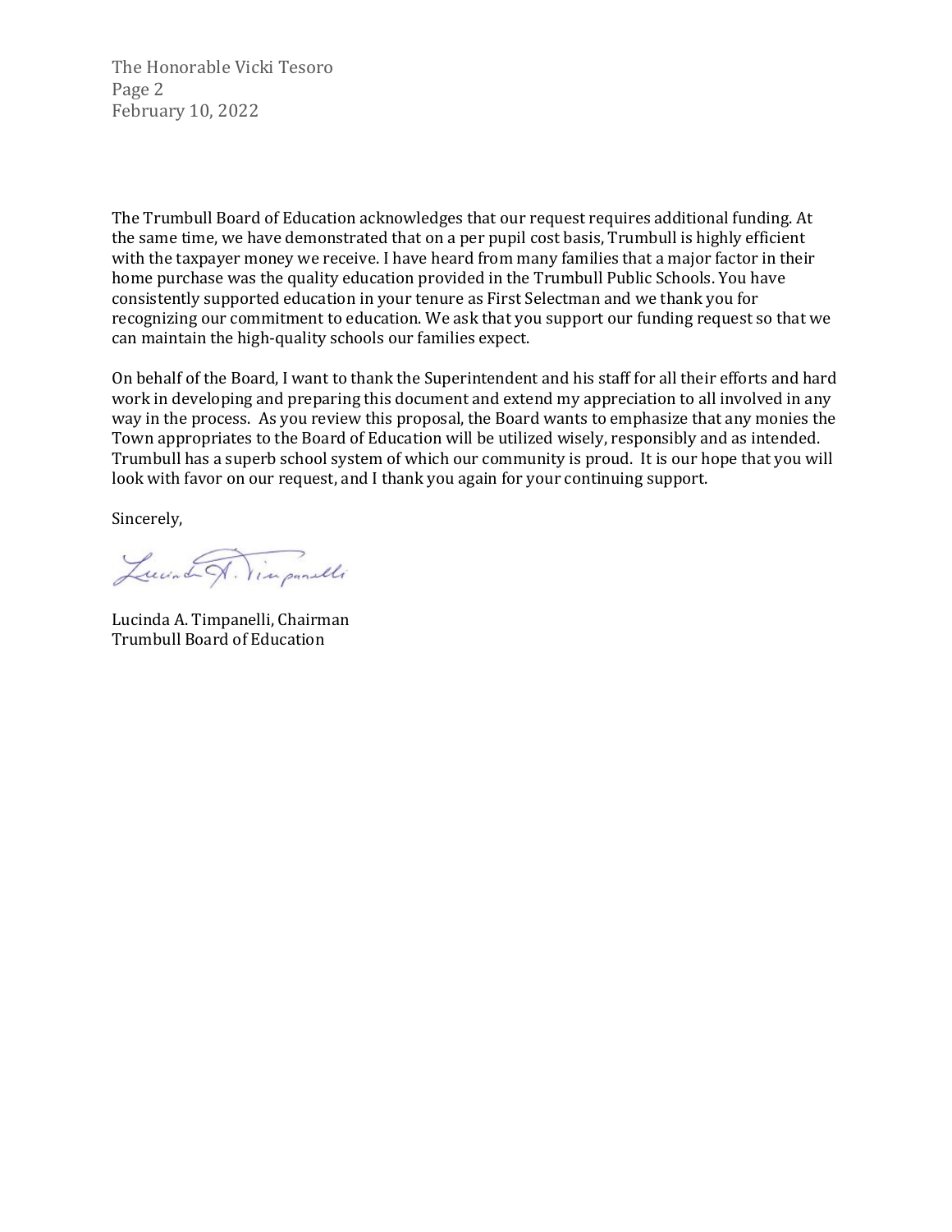The Trumbull Board of Education acknowledges that our request requires additional funding. At the same time, we have demonstrated that on a per pupil cost basis, Trumbull is highly efficient with the taxpayer money we receive. I have heard from many families that a major factor in their home purchase was the quality education provided in the Trumbull Public Schools. You have consistently supported education in your tenure as First Selectman and we thank you for recognizing our commitment to education. We ask that you support our funding request so that we can maintain the high-quality schools our families expect.

On behalf of the Board, I want to thank the Superintendent and his staff for all their efforts and hard work in developing and preparing this document and extend my appreciation to all involved in any way in the process. As you review this proposal, the Board wants to emphasize that any monies the Town appropriates to the Board of Education will be utilized wisely, responsibly and as intended. Trumbull has a superb school system of which our community is proud. It is our hope that you will look with favor on our request, and I thank you again for your continuing support.

Sincerely,

Lucinda A. Timpanelli

Lucinda A. Timpanelli, Chairman
Trumbull Board of Education